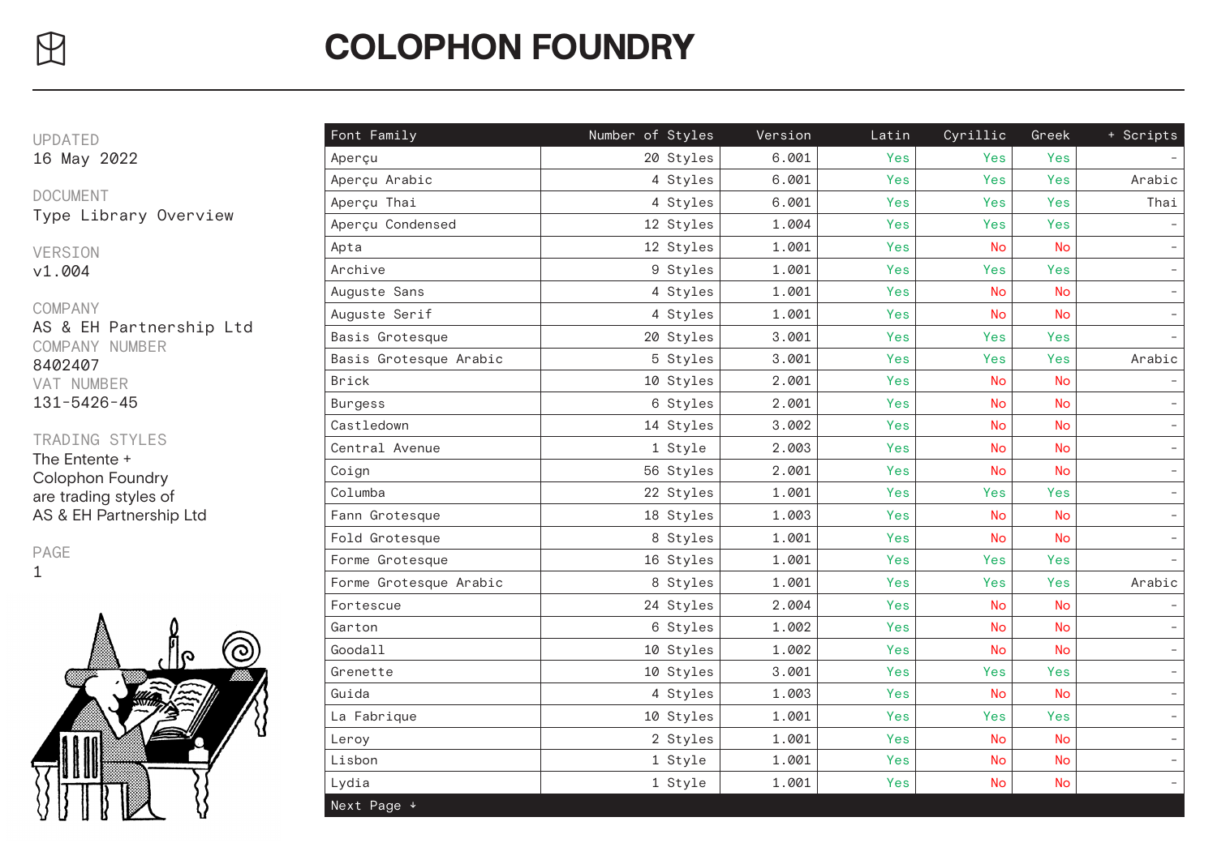# COLOPHON FOUNDRY

UPDATED
16 May 2022

DOCUMENT
Type Library Overview

VERSION
v1.004

COMPANY
AS & EH Partnership Ltd
COMPANY NUMBER
8402407
VAT NUMBER
131-5426-45

TRADING STYLES
The Entente +
Colophon Foundry
are trading styles of
AS & EH Partnership Ltd

PAGE
1

| Font Family | Number of Styles | Version | Latin | Cyrillic | Greek | + Scripts |
|---|---|---|---|---|---|---|
| Aperçu | 20 Styles | 6.001 | Yes | Yes | Yes | - |
| Aperçu Arabic | 4 Styles | 6.001 | Yes | Yes | Yes | Arabic |
| Aperçu Thai | 4 Styles | 6.001 | Yes | Yes | Yes | Thai |
| Aperçu Condensed | 12 Styles | 1.004 | Yes | Yes | Yes | - |
| Apta | 12 Styles | 1.001 | Yes | No | No | - |
| Archive | 9 Styles | 1.001 | Yes | Yes | Yes | - |
| Auguste Sans | 4 Styles | 1.001 | Yes | No | No | - |
| Auguste Serif | 4 Styles | 1.001 | Yes | No | No | - |
| Basis Grotesque | 20 Styles | 3.001 | Yes | Yes | Yes | - |
| Basis Grotesque Arabic | 5 Styles | 3.001 | Yes | Yes | Yes | Arabic |
| Brick | 10 Styles | 2.001 | Yes | No | No | - |
| Burgess | 6 Styles | 2.001 | Yes | No | No | - |
| Castledown | 14 Styles | 3.002 | Yes | No | No | - |
| Central Avenue | 1 Style | 2.003 | Yes | No | No | - |
| Coign | 56 Styles | 2.001 | Yes | No | No | - |
| Columba | 22 Styles | 1.001 | Yes | Yes | Yes | - |
| Fann Grotesque | 18 Styles | 1.003 | Yes | No | No | - |
| Fold Grotesque | 8 Styles | 1.001 | Yes | No | No | - |
| Forme Grotesque | 16 Styles | 1.001 | Yes | Yes | Yes | - |
| Forme Grotesque Arabic | 8 Styles | 1.001 | Yes | Yes | Yes | Arabic |
| Fortescue | 24 Styles | 2.004 | Yes | No | No | - |
| Garton | 6 Styles | 1.002 | Yes | No | No | - |
| Goodall | 10 Styles | 1.002 | Yes | No | No | - |
| Grenette | 10 Styles | 3.001 | Yes | Yes | Yes | - |
| Guida | 4 Styles | 1.003 | Yes | No | No | - |
| La Fabrique | 10 Styles | 1.001 | Yes | Yes | Yes | - |
| Leroy | 2 Styles | 1.001 | Yes | No | No | - |
| Lisbon | 1 Style | 1.001 | Yes | No | No | - |
| Lydia | 1 Style | 1.001 | Yes | No | No | - |

Next Page ↓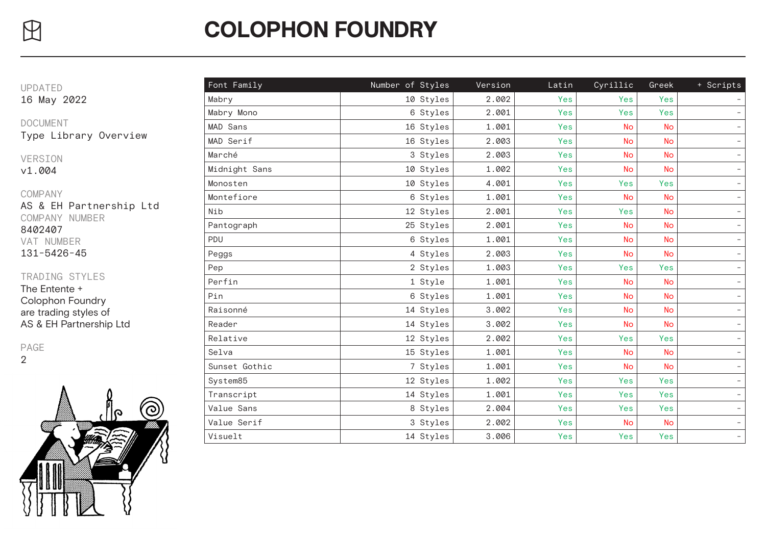# COLOPHON FOUNDRY

UPDATED
16 May 2022

DOCUMENT
Type Library Overview

VERSION
v1.004

COMPANY
AS & EH Partnership Ltd
COMPANY NUMBER
8402407
VAT NUMBER
131-5426-45

TRADING STYLES
The Entente +
Colophon Foundry
are trading styles of
AS & EH Partnership Ltd

PAGE
2

| Font Family | Number of Styles | Version | Latin | Cyrillic | Greek | + Scripts |
|---|---|---|---|---|---|---|
| Mabry | 10 Styles | 2.002 | Yes | Yes | Yes | – |
| Mabry Mono | 6 Styles | 2.001 | Yes | Yes | Yes | – |
| MAD Sans | 16 Styles | 1.001 | Yes | No | No | – |
| MAD Serif | 16 Styles | 2.003 | Yes | No | No | – |
| Marché | 3 Styles | 2.003 | Yes | No | No | – |
| Midnight Sans | 10 Styles | 1.002 | Yes | No | No | – |
| Monosten | 10 Styles | 4.001 | Yes | Yes | Yes | – |
| Montefiore | 6 Styles | 1.001 | Yes | No | No | – |
| Nib | 12 Styles | 2.001 | Yes | Yes | No | – |
| Pantograph | 25 Styles | 2.001 | Yes | No | No | – |
| PDU | 6 Styles | 1.001 | Yes | No | No | – |
| Peggs | 4 Styles | 2.003 | Yes | No | No | – |
| Pep | 2 Styles | 1.003 | Yes | Yes | Yes | – |
| Perfin | 1 Style | 1.001 | Yes | No | No | – |
| Pin | 6 Styles | 1.001 | Yes | No | No | – |
| Raisonné | 14 Styles | 3.002 | Yes | No | No | – |
| Reader | 14 Styles | 3.002 | Yes | No | No | – |
| Relative | 12 Styles | 2.002 | Yes | Yes | Yes | – |
| Selva | 15 Styles | 1.001 | Yes | No | No | – |
| Sunset Gothic | 7 Styles | 1.001 | Yes | No | No | – |
| System85 | 12 Styles | 1.002 | Yes | Yes | Yes | – |
| Transcript | 14 Styles | 1.001 | Yes | Yes | Yes | – |
| Value Sans | 8 Styles | 2.004 | Yes | Yes | Yes | – |
| Value Serif | 3 Styles | 2.002 | Yes | No | No | – |
| Visuelt | 14 Styles | 3.006 | Yes | Yes | Yes | – |